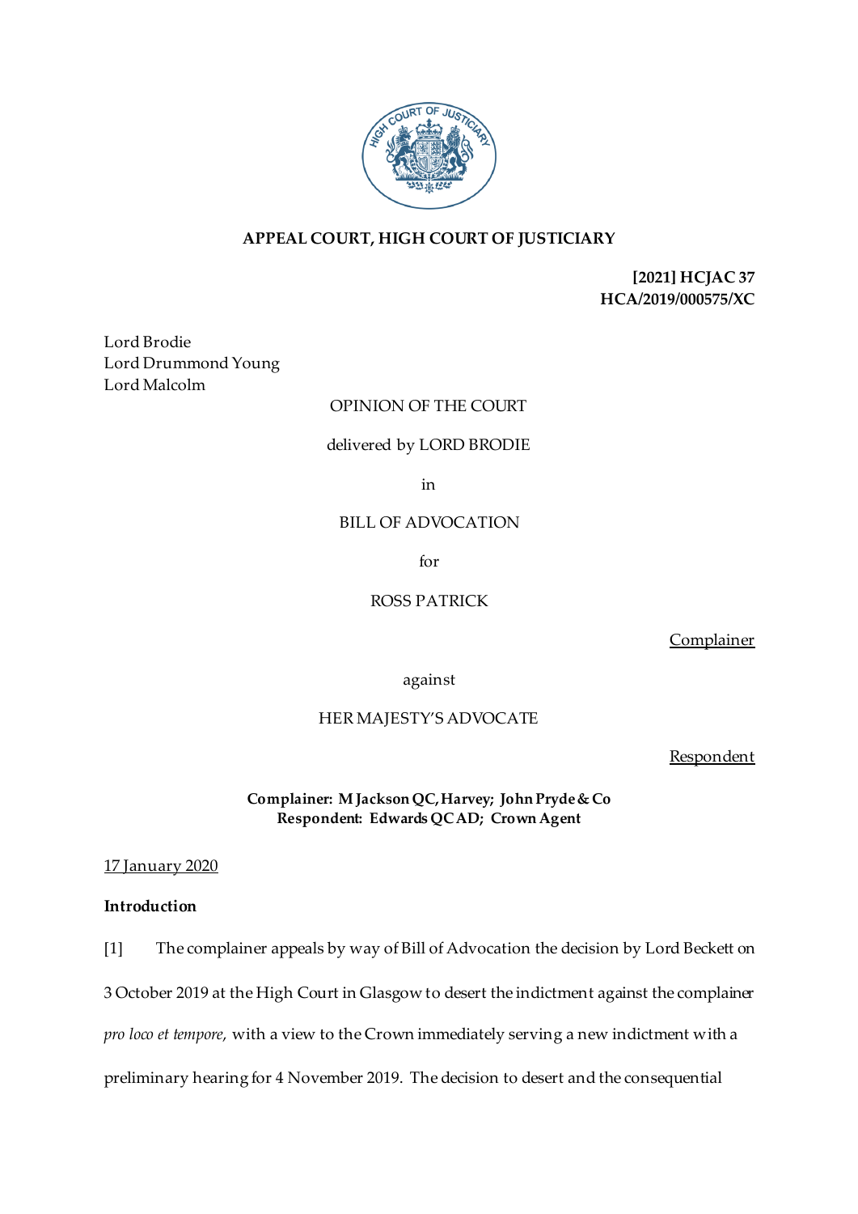**APPEAL COURT, HIGH COURT OF JUSTICIARY**

**[2021] HCJAC 37**
**HCA/2019/000575/XC**

Lord Brodie
Lord Drummond Young
Lord Malcolm

OPINION OF THE COURT

delivered by LORD BRODIE

in

BILL OF ADVOCATION

for

ROSS PATRICK

Complainer

against

HER MAJESTY'S ADVOCATE

Respondent

**Complainer: M Jackson QC, Harvey; John Pryde & Co**
**Respondent: Edwards QC AD; Crown Agent**

17 January 2020

**Introduction**

[1] The complainer appeals by way of Bill of Advocation the decision by Lord Beckett on 3 October 2019 at the High Court in Glasgow to desert the indictment against the complainer *pro loco et tempore*, with a view to the Crown immediately serving a new indictment with a preliminary hearing for 4 November 2019. The decision to desert and the consequential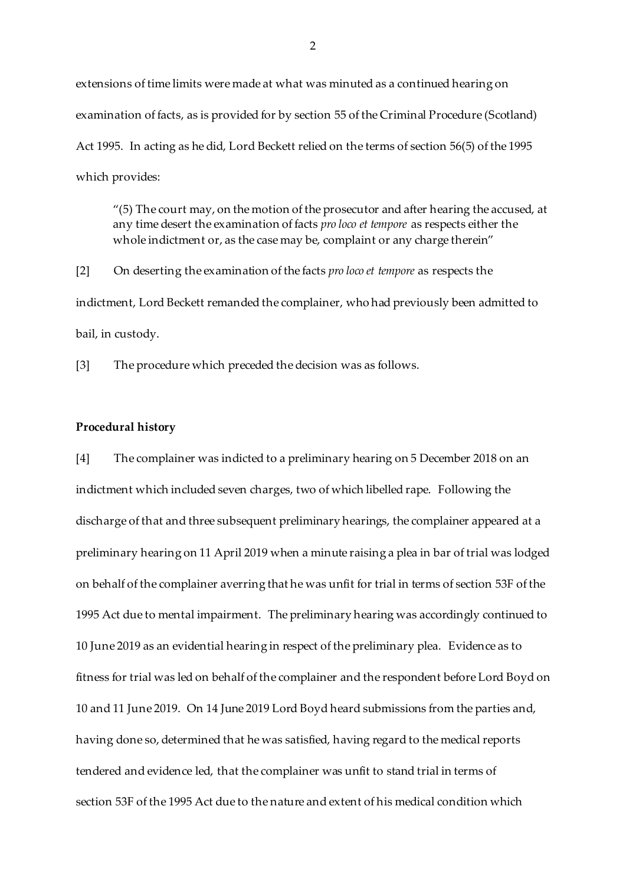extensions of time limits were made at what was minuted as a continued hearing on examination of facts, as is provided for by section 55 of the Criminal Procedure (Scotland) Act 1995. In acting as he did, Lord Beckett relied on the terms of section 56(5) of the 1995 which provides:

> "(5) The court may, on the motion of the prosecutor and after hearing the accused, at any time desert the examination of facts *pro loco et tempore* as respects either the whole indictment or, as the case may be, complaint or any charge therein"

[2] On deserting the examination of the facts *pro loco et tempore* as respects the indictment, Lord Beckett remanded the complainer, who had previously been admitted to bail, in custody.

[3] The procedure which preceded the decision was as follows.

**Procedural history**

[4] The complainer was indicted to a preliminary hearing on 5 December 2018 on an indictment which included seven charges, two of which libelled rape. Following the discharge of that and three subsequent preliminary hearings, the complainer appeared at a preliminary hearing on 11 April 2019 when a minute raising a plea in bar of trial was lodged on behalf of the complainer averring that he was unfit for trial in terms of section 53F of the 1995 Act due to mental impairment. The preliminary hearing was accordingly continued to 10 June 2019 as an evidential hearing in respect of the preliminary plea. Evidence as to fitness for trial was led on behalf of the complainer and the respondent before Lord Boyd on 10 and 11 June 2019. On 14 June 2019 Lord Boyd heard submissions from the parties and, having done so, determined that he was satisfied, having regard to the medical reports tendered and evidence led, that the complainer was unfit to stand trial in terms of section 53F of the 1995 Act due to the nature and extent of his medical condition which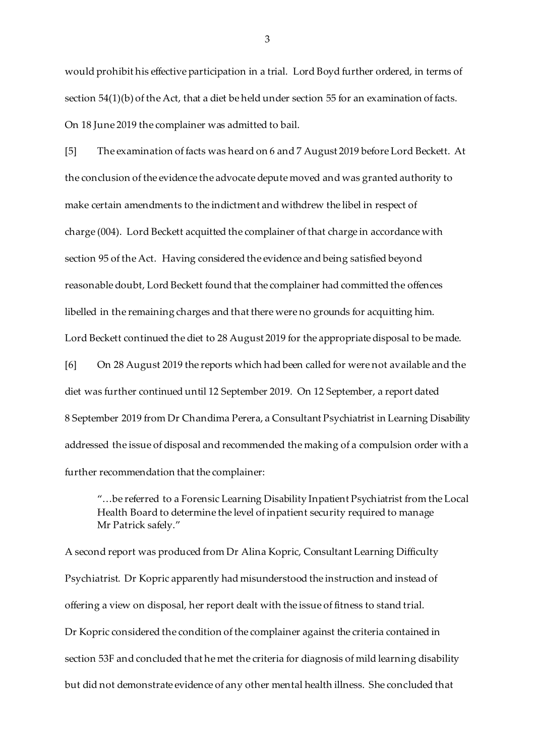would prohibit his effective participation in a trial. Lord Boyd further ordered, in terms of section 54(1)(b) of the Act, that a diet be held under section 55 for an examination of facts. On 18 June 2019 the complainer was admitted to bail.

[5] The examination of facts was heard on 6 and 7 August 2019 before Lord Beckett. At the conclusion of the evidence the advocate depute moved and was granted authority to make certain amendments to the indictment and withdrew the libel in respect of charge (004). Lord Beckett acquitted the complainer of that charge in accordance with section 95 of the Act. Having considered the evidence and being satisfied beyond reasonable doubt, Lord Beckett found that the complainer had committed the offences libelled in the remaining charges and that there were no grounds for acquitting him. Lord Beckett continued the diet to 28 August 2019 for the appropriate disposal to be made.

[6] On 28 August 2019 the reports which had been called for were not available and the diet was further continued until 12 September 2019. On 12 September, a report dated 8 September 2019 from Dr Chandima Perera, a Consultant Psychiatrist in Learning Disability addressed the issue of disposal and recommended the making of a compulsion order with a further recommendation that the complainer:

> "…be referred to a Forensic Learning Disability Inpatient Psychiatrist from the Local Health Board to determine the level of inpatient security required to manage Mr Patrick safely."

A second report was produced from Dr Alina Kopric, Consultant Learning Difficulty Psychiatrist. Dr Kopric apparently had misunderstood the instruction and instead of offering a view on disposal, her report dealt with the issue of fitness to stand trial. Dr Kopric considered the condition of the complainer against the criteria contained in section 53F and concluded that he met the criteria for diagnosis of mild learning disability but did not demonstrate evidence of any other mental health illness. She concluded that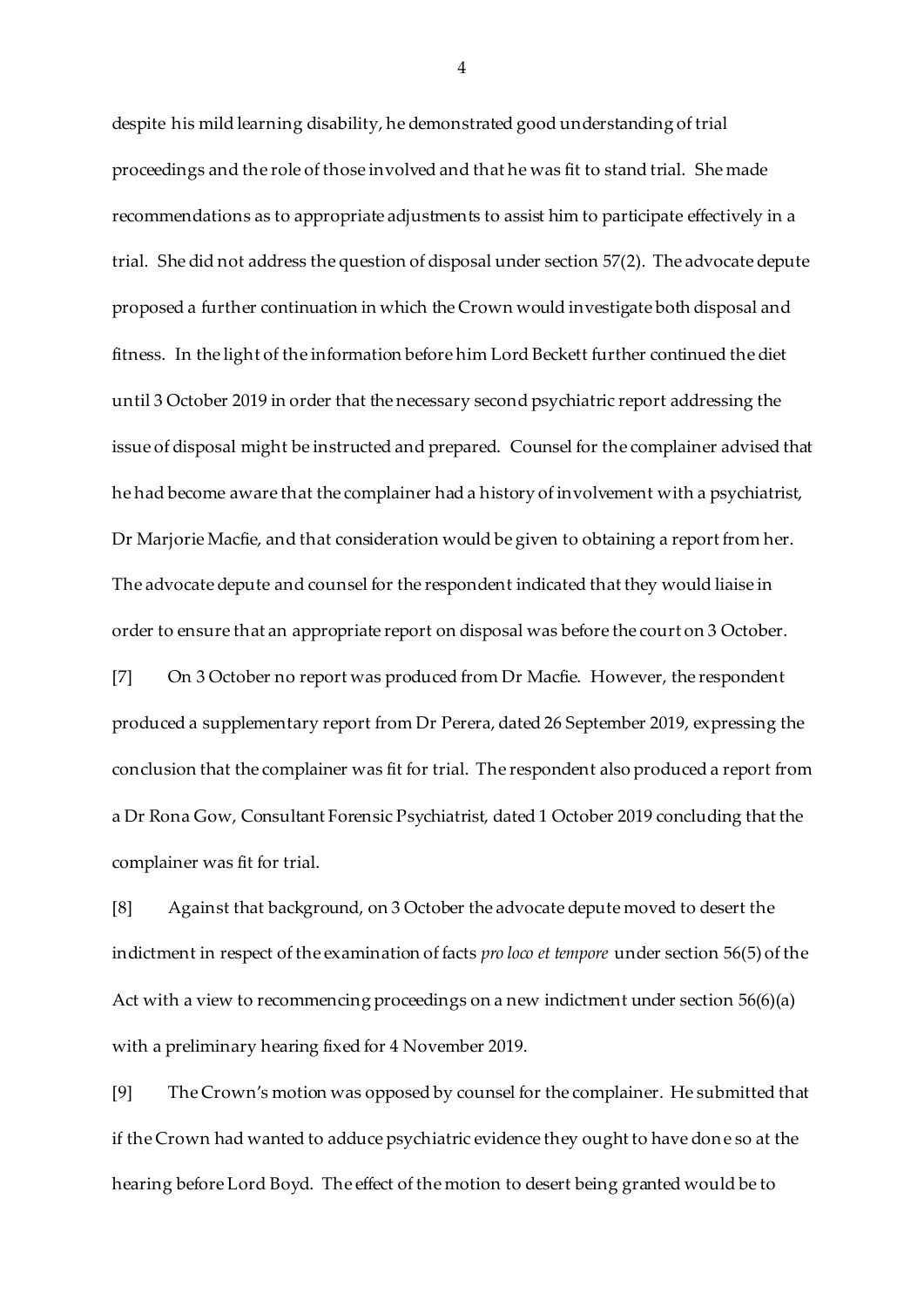despite his mild learning disability, he demonstrated good understanding of trial proceedings and the role of those involved and that he was fit to stand trial. She made recommendations as to appropriate adjustments to assist him to participate effectively in a trial. She did not address the question of disposal under section 57(2). The advocate depute proposed a further continuation in which the Crown would investigate both disposal and fitness. In the light of the information before him Lord Beckett further continued the diet until 3 October 2019 in order that the necessary second psychiatric report addressing the issue of disposal might be instructed and prepared. Counsel for the complainer advised that he had become aware that the complainer had a history of involvement with a psychiatrist, Dr Marjorie Macfie, and that consideration would be given to obtaining a report from her. The advocate depute and counsel for the respondent indicated that they would liaise in order to ensure that an appropriate report on disposal was before the court on 3 October.

[7] On 3 October no report was produced from Dr Macfie. However, the respondent produced a supplementary report from Dr Perera, dated 26 September 2019, expressing the conclusion that the complainer was fit for trial. The respondent also produced a report from a Dr Rona Gow, Consultant Forensic Psychiatrist, dated 1 October 2019 concluding that the complainer was fit for trial.

[8] Against that background, on 3 October the advocate depute moved to desert the indictment in respect of the examination of facts *pro loco et tempore* under section 56(5) of the Act with a view to recommencing proceedings on a new indictment under section 56(6)(a) with a preliminary hearing fixed for 4 November 2019.

[9] The Crown's motion was opposed by counsel for the complainer. He submitted that if the Crown had wanted to adduce psychiatric evidence they ought to have done so at the hearing before Lord Boyd. The effect of the motion to desert being granted would be to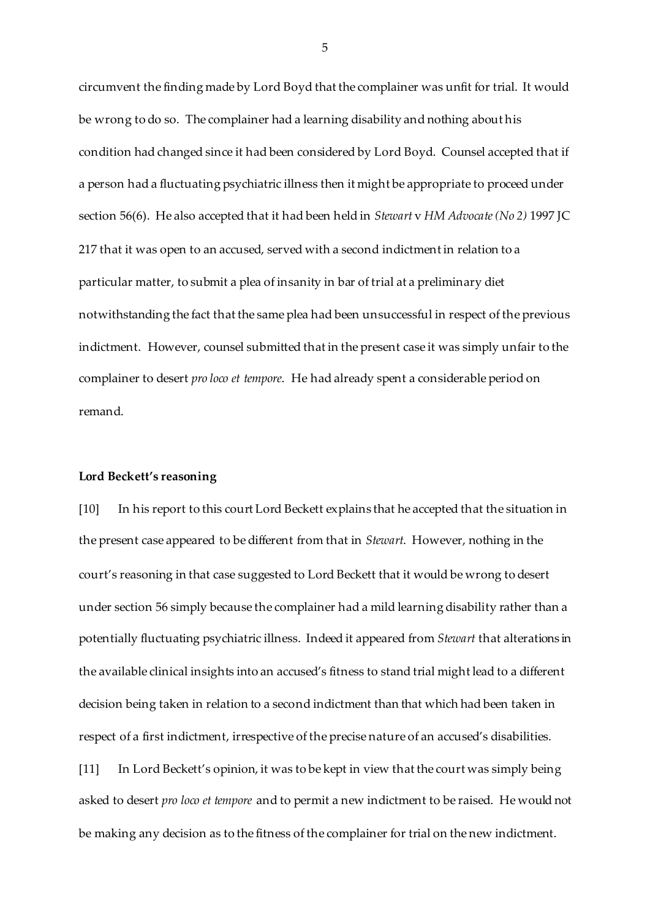circumvent the finding made by Lord Boyd that the complainer was unfit for trial. It would be wrong to do so. The complainer had a learning disability and nothing about his condition had changed since it had been considered by Lord Boyd. Counsel accepted that if a person had a fluctuating psychiatric illness then it might be appropriate to proceed under section 56(6). He also accepted that it had been held in *Stewart* v *HM Advocate (No 2)* 1997 JC 217 that it was open to an accused, served with a second indictment in relation to a particular matter, to submit a plea of insanity in bar of trial at a preliminary diet notwithstanding the fact that the same plea had been unsuccessful in respect of the previous indictment. However, counsel submitted that in the present case it was simply unfair to the complainer to desert *pro loco et tempore*. He had already spent a considerable period on remand.

**Lord Beckett's reasoning**

[10] In his report to this court Lord Beckett explains that he accepted that the situation in the present case appeared to be different from that in *Stewart*. However, nothing in the court's reasoning in that case suggested to Lord Beckett that it would be wrong to desert under section 56 simply because the complainer had a mild learning disability rather than a potentially fluctuating psychiatric illness. Indeed it appeared from *Stewart* that alterations in the available clinical insights into an accused's fitness to stand trial might lead to a different decision being taken in relation to a second indictment than that which had been taken in respect of a first indictment, irrespective of the precise nature of an accused's disabilities.

[11] In Lord Beckett's opinion, it was to be kept in view that the court was simply being asked to desert *pro loco et tempore* and to permit a new indictment to be raised. He would not be making any decision as to the fitness of the complainer for trial on the new indictment.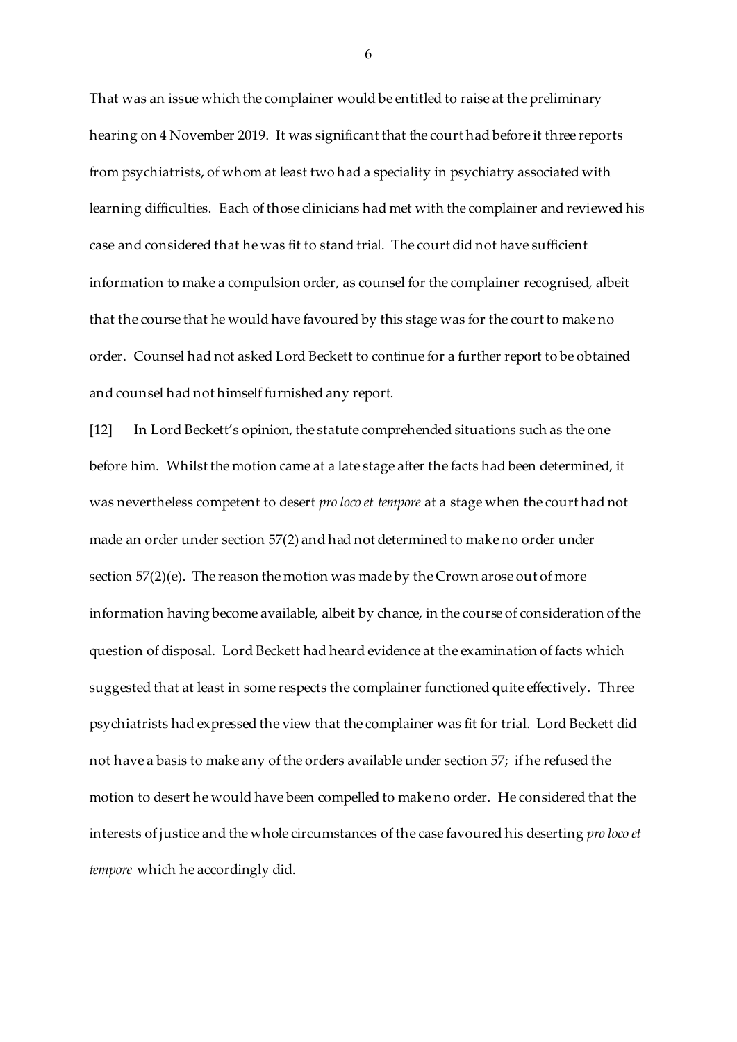That was an issue which the complainer would be entitled to raise at the preliminary hearing on 4 November 2019. It was significant that the court had before it three reports from psychiatrists, of whom at least two had a speciality in psychiatry associated with learning difficulties. Each of those clinicians had met with the complainer and reviewed his case and considered that he was fit to stand trial. The court did not have sufficient information to make a compulsion order, as counsel for the complainer recognised, albeit that the course that he would have favoured by this stage was for the court to make no order. Counsel had not asked Lord Beckett to continue for a further report to be obtained and counsel had not himself furnished any report.

[12] In Lord Beckett's opinion, the statute comprehended situations such as the one before him. Whilst the motion came at a late stage after the facts had been determined, it was nevertheless competent to desert *pro loco et tempore* at a stage when the court had not made an order under section 57(2) and had not determined to make no order under section 57(2)(e). The reason the motion was made by the Crown arose out of more information having become available, albeit by chance, in the course of consideration of the question of disposal. Lord Beckett had heard evidence at the examination of facts which suggested that at least in some respects the complainer functioned quite effectively. Three psychiatrists had expressed the view that the complainer was fit for trial. Lord Beckett did not have a basis to make any of the orders available under section 57; if he refused the motion to desert he would have been compelled to make no order. He considered that the interests of justice and the whole circumstances of the case favoured his deserting *pro loco et tempore* which he accordingly did.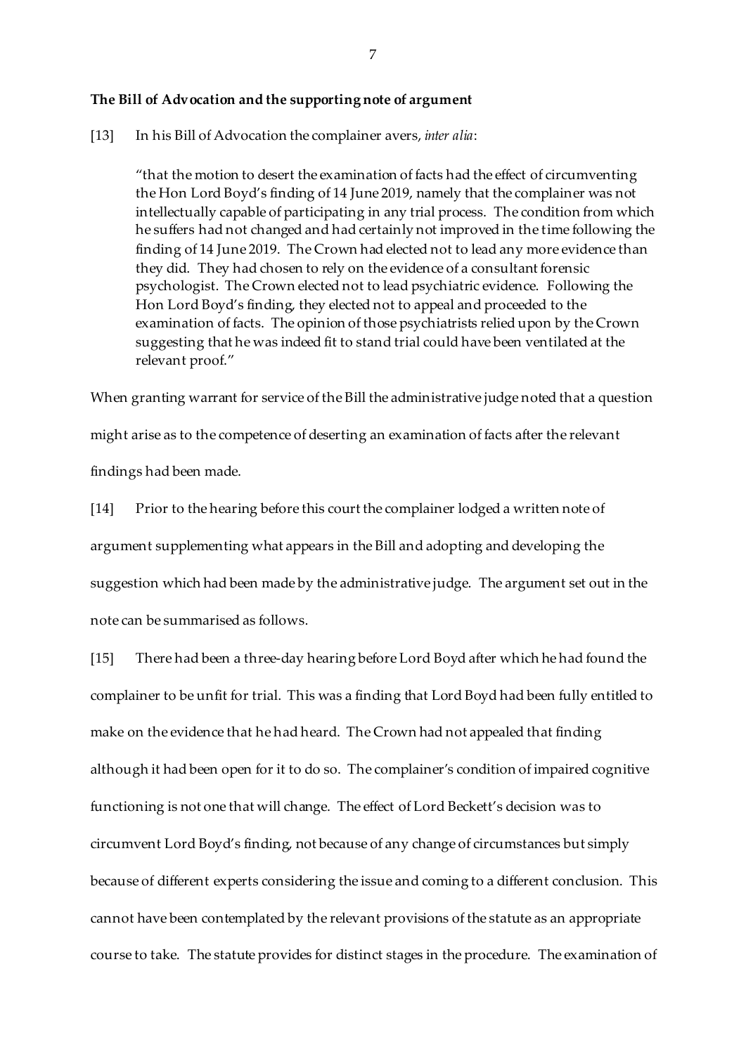**The Bill of Advocation and the supporting note of argument**

[13] In his Bill of Advocation the complainer avers, *inter alia*:

> "that the motion to desert the examination of facts had the effect of circumventing the Hon Lord Boyd's finding of 14 June 2019, namely that the complainer was not intellectually capable of participating in any trial process. The condition from which he suffers had not changed and had certainly not improved in the time following the finding of 14 June 2019. The Crown had elected not to lead any more evidence than they did. They had chosen to rely on the evidence of a consultant forensic psychologist. The Crown elected not to lead psychiatric evidence. Following the Hon Lord Boyd's finding, they elected not to appeal and proceeded to the examination of facts. The opinion of those psychiatrists relied upon by the Crown suggesting that he was indeed fit to stand trial could have been ventilated at the relevant proof."

When granting warrant for service of the Bill the administrative judge noted that a question might arise as to the competence of deserting an examination of facts after the relevant findings had been made.

[14] Prior to the hearing before this court the complainer lodged a written note of argument supplementing what appears in the Bill and adopting and developing the suggestion which had been made by the administrative judge. The argument set out in the note can be summarised as follows.

[15] There had been a three-day hearing before Lord Boyd after which he had found the complainer to be unfit for trial. This was a finding that Lord Boyd had been fully entitled to make on the evidence that he had heard. The Crown had not appealed that finding although it had been open for it to do so. The complainer's condition of impaired cognitive functioning is not one that will change. The effect of Lord Beckett's decision was to circumvent Lord Boyd's finding, not because of any change of circumstances but simply because of different experts considering the issue and coming to a different conclusion. This cannot have been contemplated by the relevant provisions of the statute as an appropriate course to take. The statute provides for distinct stages in the procedure. The examination of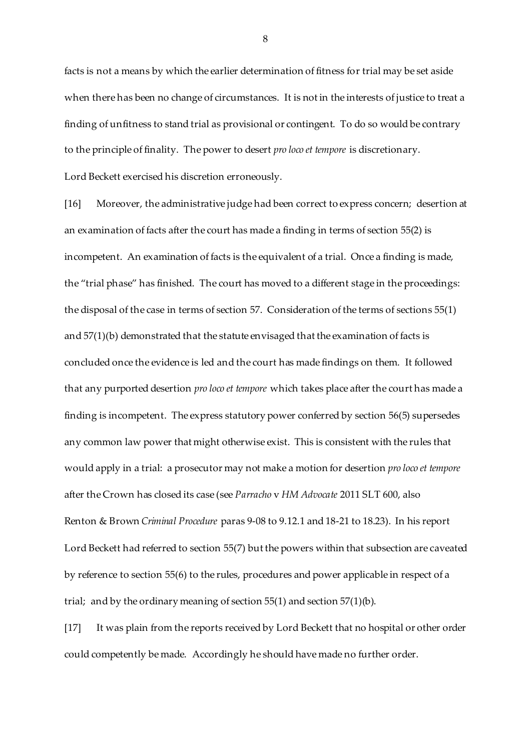facts is not a means by which the earlier determination of fitness for trial may be set aside when there has been no change of circumstances. It is not in the interests of justice to treat a finding of unfitness to stand trial as provisional or contingent. To do so would be contrary to the principle of finality. The power to desert *pro loco et tempore* is discretionary. Lord Beckett exercised his discretion erroneously.

[16] Moreover, the administrative judge had been correct to express concern; desertion at an examination of facts after the court has made a finding in terms of section 55(2) is incompetent. An examination of facts is the equivalent of a trial. Once a finding is made, the "trial phase" has finished. The court has moved to a different stage in the proceedings: the disposal of the case in terms of section 57. Consideration of the terms of sections 55(1) and 57(1)(b) demonstrated that the statute envisaged that the examination of facts is concluded once the evidence is led and the court has made findings on them. It followed that any purported desertion *pro loco et tempore* which takes place after the court has made a finding is incompetent. The express statutory power conferred by section 56(5) supersedes any common law power that might otherwise exist. This is consistent with the rules that would apply in a trial: a prosecutor may not make a motion for desertion *pro loco et tempore* after the Crown has closed its case (see *Parracho* v *HM Advocate* 2011 SLT 600, also Renton & Brown *Criminal Procedure* paras 9-08 to 9.12.1 and 18-21 to 18.23). In his report Lord Beckett had referred to section 55(7) but the powers within that subsection are caveated by reference to section 55(6) to the rules, procedures and power applicable in respect of a trial; and by the ordinary meaning of section 55(1) and section 57(1)(b).

[17] It was plain from the reports received by Lord Beckett that no hospital or other order could competently be made. Accordingly he should have made no further order.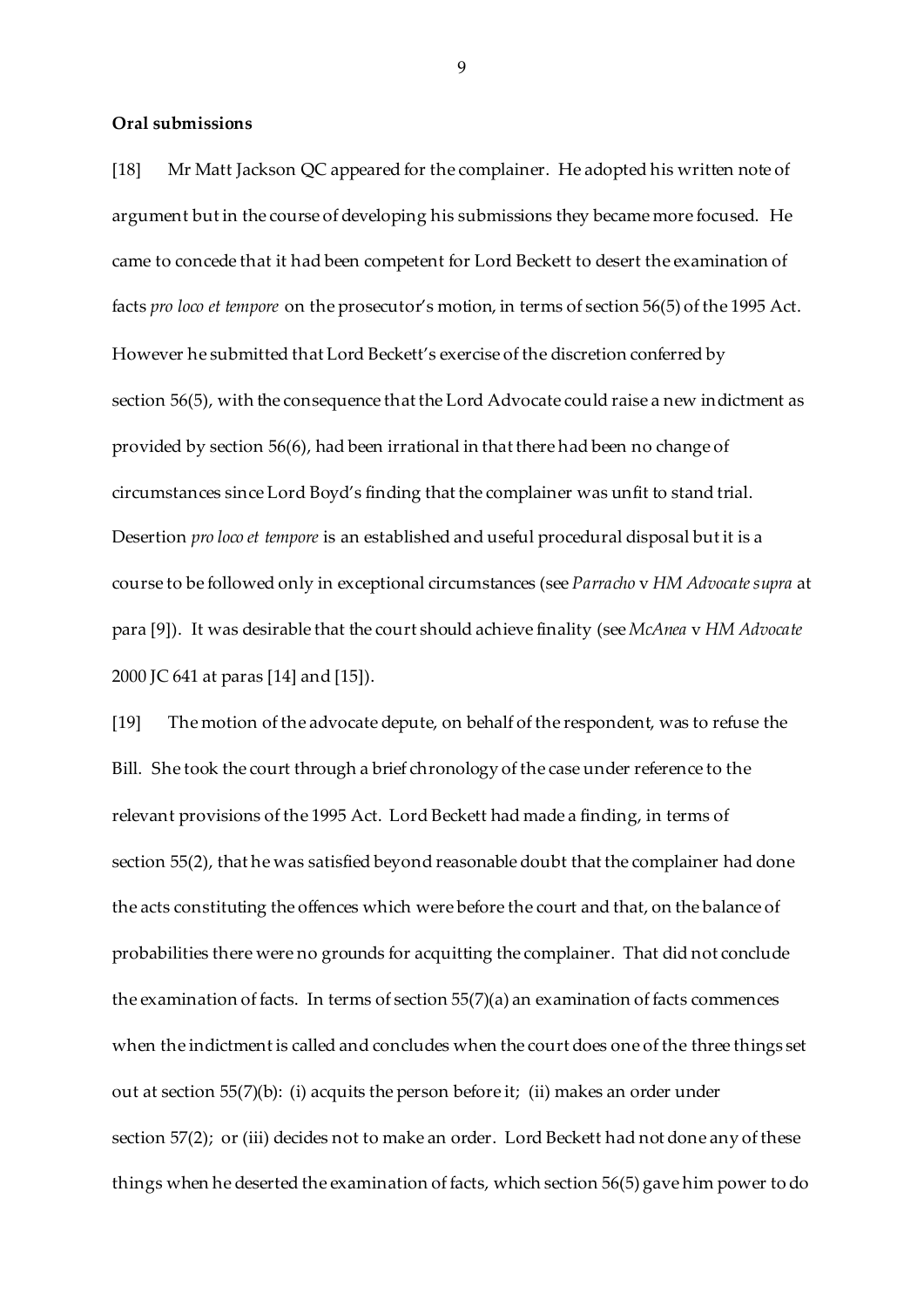**Oral submissions**

[18] Mr Matt Jackson QC appeared for the complainer. He adopted his written note of argument but in the course of developing his submissions they became more focused. He came to concede that it had been competent for Lord Beckett to desert the examination of facts *pro loco et tempore* on the prosecutor's motion, in terms of section 56(5) of the 1995 Act. However he submitted that Lord Beckett's exercise of the discretion conferred by section 56(5), with the consequence that the Lord Advocate could raise a new indictment as provided by section 56(6), had been irrational in that there had been no change of circumstances since Lord Boyd's finding that the complainer was unfit to stand trial. Desertion *pro loco et tempore* is an established and useful procedural disposal but it is a course to be followed only in exceptional circumstances (see *Parracho* v *HM Advocate supra* at para [9]). It was desirable that the court should achieve finality (see *McAnea* v *HM Advocate* 2000 JC 641 at paras [14] and [15]).

[19] The motion of the advocate depute, on behalf of the respondent, was to refuse the Bill. She took the court through a brief chronology of the case under reference to the relevant provisions of the 1995 Act. Lord Beckett had made a finding, in terms of section 55(2), that he was satisfied beyond reasonable doubt that the complainer had done the acts constituting the offences which were before the court and that, on the balance of probabilities there were no grounds for acquitting the complainer. That did not conclude the examination of facts. In terms of section 55(7)(a) an examination of facts commences when the indictment is called and concludes when the court does one of the three things set out at section 55(7)(b): (i) acquits the person before it; (ii) makes an order under section 57(2); or (iii) decides not to make an order. Lord Beckett had not done any of these things when he deserted the examination of facts, which section 56(5) gave him power to do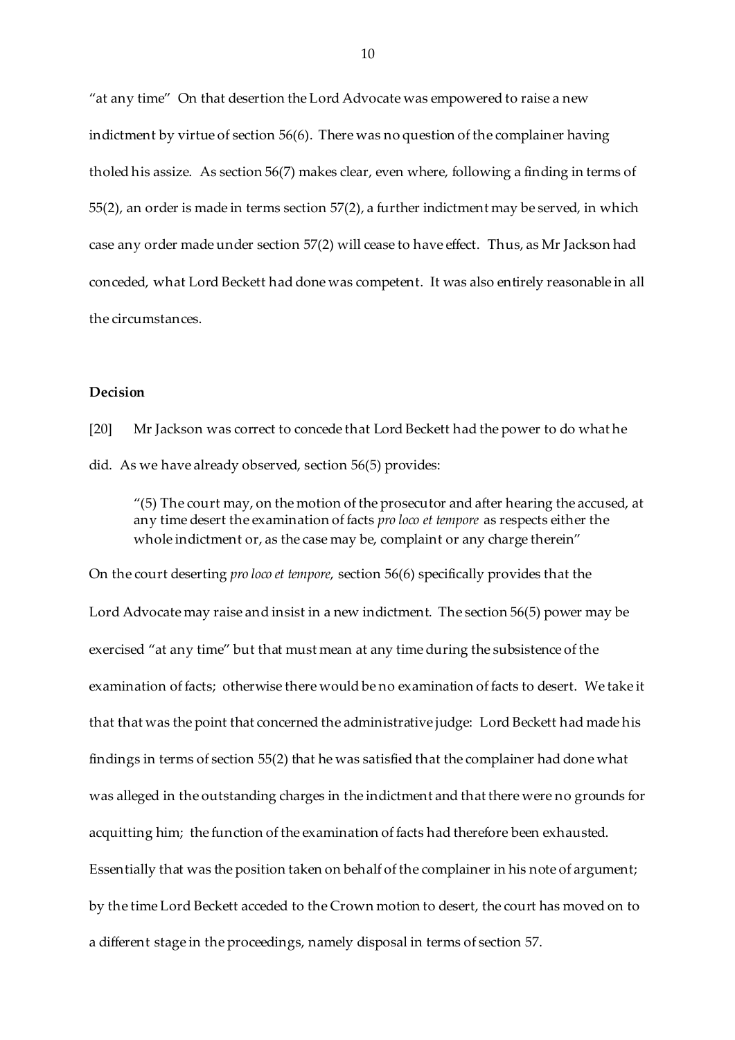"at any time" On that desertion the Lord Advocate was empowered to raise a new indictment by virtue of section 56(6). There was no question of the complainer having tholed his assize. As section 56(7) makes clear, even where, following a finding in terms of 55(2), an order is made in terms section 57(2), a further indictment may be served, in which case any order made under section 57(2) will cease to have effect. Thus, as Mr Jackson had conceded, what Lord Beckett had done was competent. It was also entirely reasonable in all the circumstances.

**Decision**

[20] Mr Jackson was correct to concede that Lord Beckett had the power to do what he did. As we have already observed, section 56(5) provides:

> "(5) The court may, on the motion of the prosecutor and after hearing the accused, at any time desert the examination of facts *pro loco et tempore* as respects either the whole indictment or, as the case may be, complaint or any charge therein"

On the court deserting *pro loco et tempore*, section 56(6) specifically provides that the Lord Advocate may raise and insist in a new indictment. The section 56(5) power may be exercised "at any time" but that must mean at any time during the subsistence of the examination of facts; otherwise there would be no examination of facts to desert. We take it that that was the point that concerned the administrative judge: Lord Beckett had made his findings in terms of section 55(2) that he was satisfied that the complainer had done what was alleged in the outstanding charges in the indictment and that there were no grounds for acquitting him; the function of the examination of facts had therefore been exhausted. Essentially that was the position taken on behalf of the complainer in his note of argument; by the time Lord Beckett acceded to the Crown motion to desert, the court has moved on to a different stage in the proceedings, namely disposal in terms of section 57.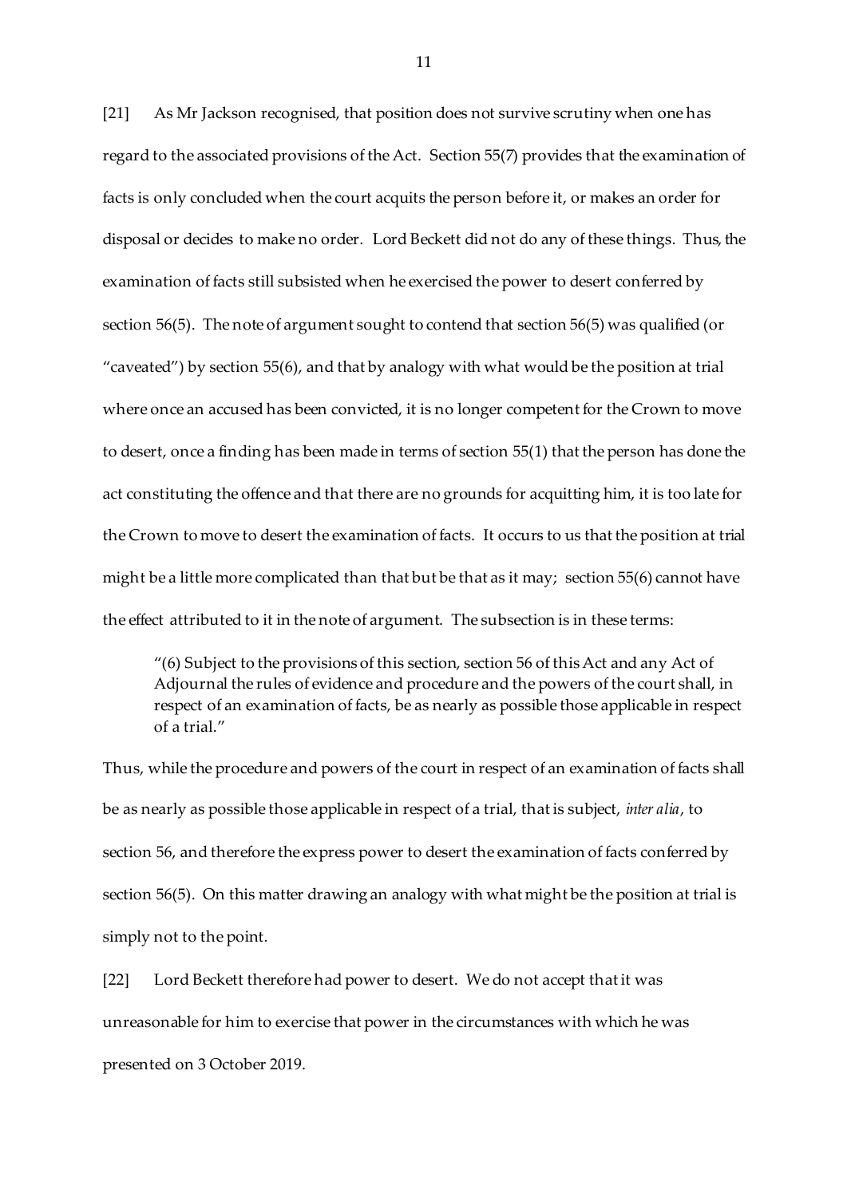[21] As Mr Jackson recognised, that position does not survive scrutiny when one has regard to the associated provisions of the Act. Section 55(7) provides that the examination of facts is only concluded when the court acquits the person before it, or makes an order for disposal or decides to make no order. Lord Beckett did not do any of these things. Thus, the examination of facts still subsisted when he exercised the power to desert conferred by section 56(5). The note of argument sought to contend that section 56(5) was qualified (or "caveated") by section 55(6), and that by analogy with what would be the position at trial where once an accused has been convicted, it is no longer competent for the Crown to move to desert, once a finding has been made in terms of section 55(1) that the person has done the act constituting the offence and that there are no grounds for acquitting him, it is too late for the Crown to move to desert the examination of facts. It occurs to us that the position at trial might be a little more complicated than that but be that as it may; section 55(6) cannot have the effect attributed to it in the note of argument. The subsection is in these terms:

> "(6) Subject to the provisions of this section, section 56 of this Act and any Act of Adjournal the rules of evidence and procedure and the powers of the court shall, in respect of an examination of facts, be as nearly as possible those applicable in respect of a trial."

Thus, while the procedure and powers of the court in respect of an examination of facts shall be as nearly as possible those applicable in respect of a trial, that is subject, *inter alia*, to section 56, and therefore the express power to desert the examination of facts conferred by section 56(5). On this matter drawing an analogy with what might be the position at trial is simply not to the point.

[22] Lord Beckett therefore had power to desert. We do not accept that it was unreasonable for him to exercise that power in the circumstances with which he was presented on 3 October 2019.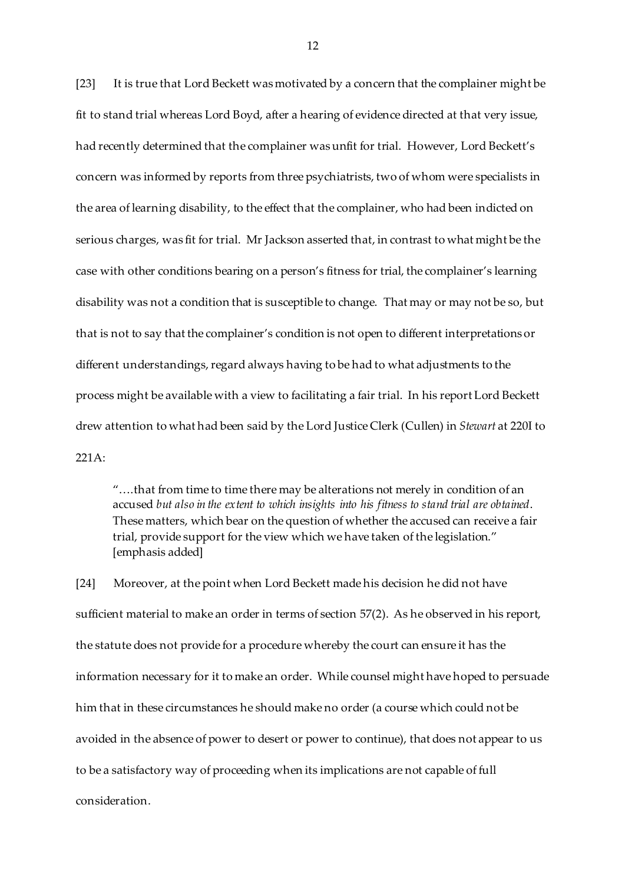[23] It is true that Lord Beckett was motivated by a concern that the complainer might be fit to stand trial whereas Lord Boyd, after a hearing of evidence directed at that very issue, had recently determined that the complainer was unfit for trial. However, Lord Beckett's concern was informed by reports from three psychiatrists, two of whom were specialists in the area of learning disability, to the effect that the complainer, who had been indicted on serious charges, was fit for trial. Mr Jackson asserted that, in contrast to what might be the case with other conditions bearing on a person's fitness for trial, the complainer's learning disability was not a condition that is susceptible to change. That may or may not be so, but that is not to say that the complainer's condition is not open to different interpretations or different understandings, regard always having to be had to what adjustments to the process might be available with a view to facilitating a fair trial. In his report Lord Beckett drew attention to what had been said by the Lord Justice Clerk (Cullen) in *Stewart* at 220I to 221A:

> "….that from time to time there may be alterations not merely in condition of an accused *but also in the extent to which insights into his fitness to stand trial are obtained*. These matters, which bear on the question of whether the accused can receive a fair trial, provide support for the view which we have taken of the legislation." [emphasis added]

[24] Moreover, at the point when Lord Beckett made his decision he did not have sufficient material to make an order in terms of section 57(2). As he observed in his report, the statute does not provide for a procedure whereby the court can ensure it has the information necessary for it to make an order. While counsel might have hoped to persuade him that in these circumstances he should make no order (a course which could not be avoided in the absence of power to desert or power to continue), that does not appear to us to be a satisfactory way of proceeding when its implications are not capable of full consideration.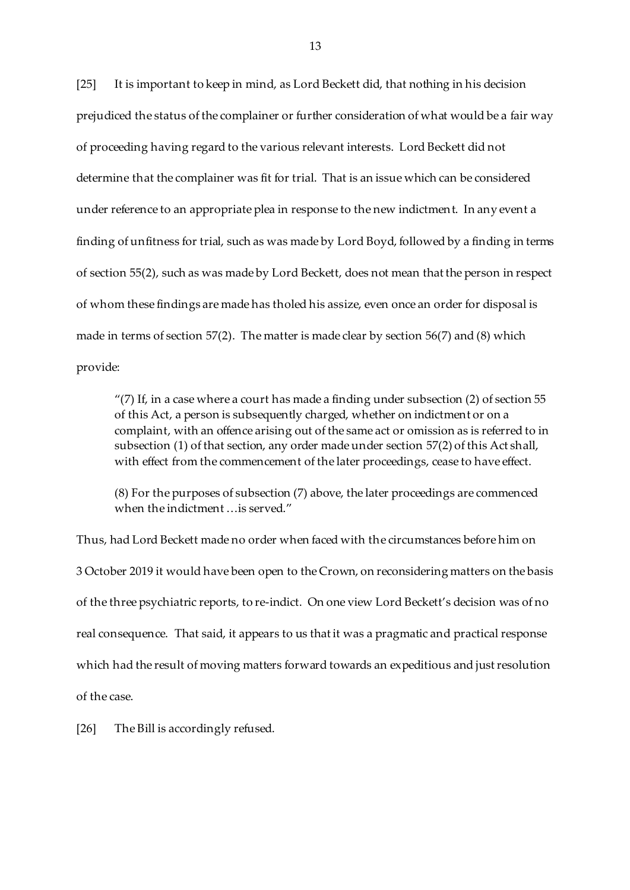[25] It is important to keep in mind, as Lord Beckett did, that nothing in his decision prejudiced the status of the complainer or further consideration of what would be a fair way of proceeding having regard to the various relevant interests. Lord Beckett did not determine that the complainer was fit for trial. That is an issue which can be considered under reference to an appropriate plea in response to the new indictment. In any event a finding of unfitness for trial, such as was made by Lord Boyd, followed by a finding in terms of section 55(2), such as was made by Lord Beckett, does not mean that the person in respect of whom these findings are made has tholed his assize, even once an order for disposal is made in terms of section 57(2). The matter is made clear by section 56(7) and (8) which provide:

> "(7) If, in a case where a court has made a finding under subsection (2) of section 55 of this Act, a person is subsequently charged, whether on indictment or on a complaint, with an offence arising out of the same act or omission as is referred to in subsection (1) of that section, any order made under section 57(2) of this Act shall, with effect from the commencement of the later proceedings, cease to have effect.
>
> (8) For the purposes of subsection (7) above, the later proceedings are commenced when the indictment …is served."

Thus, had Lord Beckett made no order when faced with the circumstances before him on 3 October 2019 it would have been open to the Crown, on reconsidering matters on the basis of the three psychiatric reports, to re-indict. On one view Lord Beckett's decision was of no real consequence. That said, it appears to us that it was a pragmatic and practical response which had the result of moving matters forward towards an expeditious and just resolution of the case.

[26] The Bill is accordingly refused.